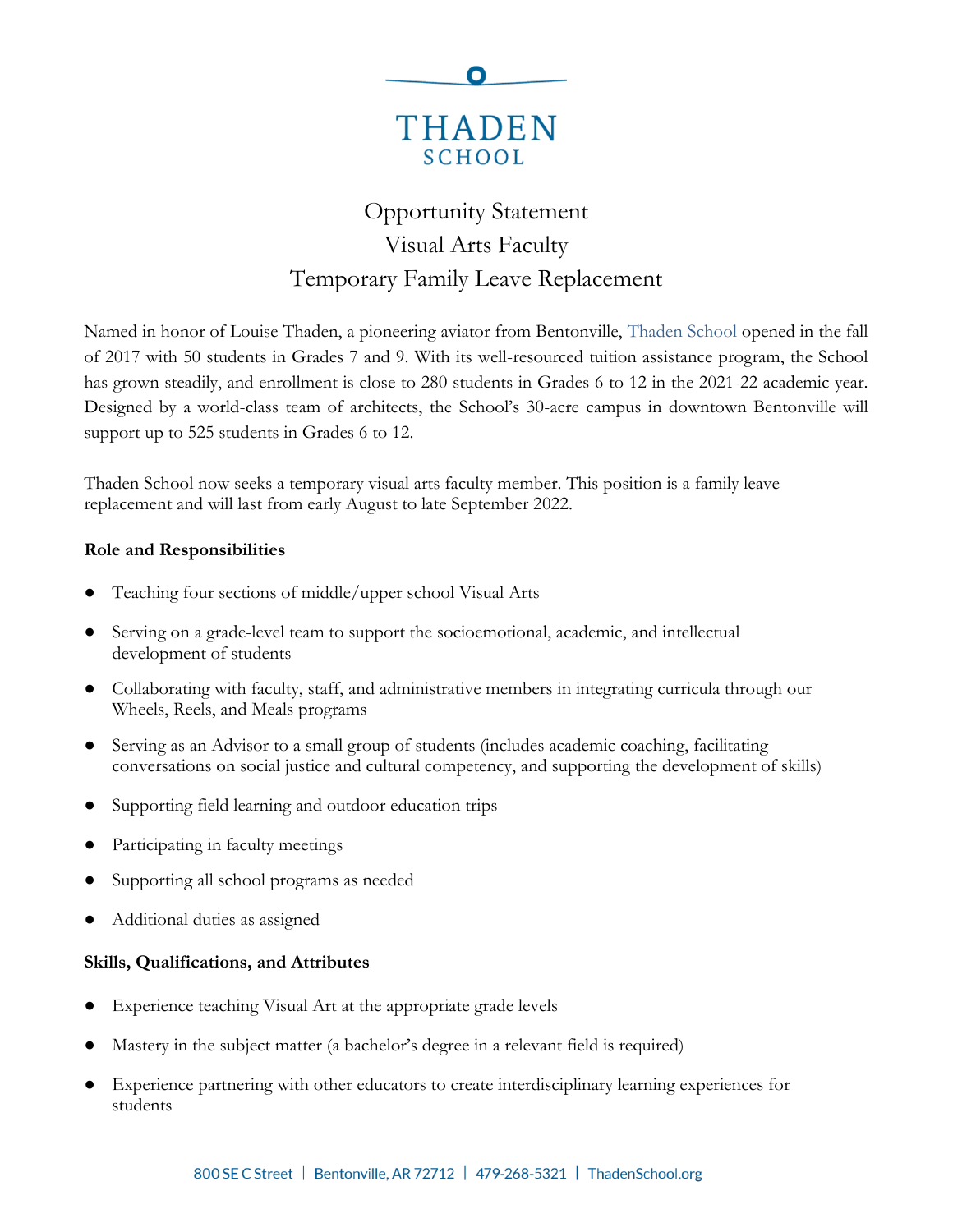THADEN
SCHOOL

# Opportunity Statement
# Visual Arts Faculty
# Temporary Family Leave Replacement

Named in honor of Louise Thaden, a pioneering aviator from Bentonville, Thaden School opened in the fall of 2017 with 50 students in Grades 7 and 9. With its well-resourced tuition assistance program, the School has grown steadily, and enrollment is close to 280 students in Grades 6 to 12 in the 2021-22 academic year. Designed by a world-class team of architects, the School's 30-acre campus in downtown Bentonville will support up to 525 students in Grades 6 to 12.

Thaden School now seeks a temporary visual arts faculty member. This position is a family leave replacement and will last from early August to late September 2022.

**Role and Responsibilities**

- Teaching four sections of middle/upper school Visual Arts
- Serving on a grade-level team to support the socioemotional, academic, and intellectual development of students
- Collaborating with faculty, staff, and administrative members in integrating curricula through our Wheels, Reels, and Meals programs
- Serving as an Advisor to a small group of students (includes academic coaching, facilitating conversations on social justice and cultural competency, and supporting the development of skills)
- Supporting field learning and outdoor education trips
- Participating in faculty meetings
- Supporting all school programs as needed
- Additional duties as assigned

**Skills, Qualifications, and Attributes**

- Experience teaching Visual Art at the appropriate grade levels
- Mastery in the subject matter (a bachelor's degree in a relevant field is required)
- Experience partnering with other educators to create interdisciplinary learning experiences for students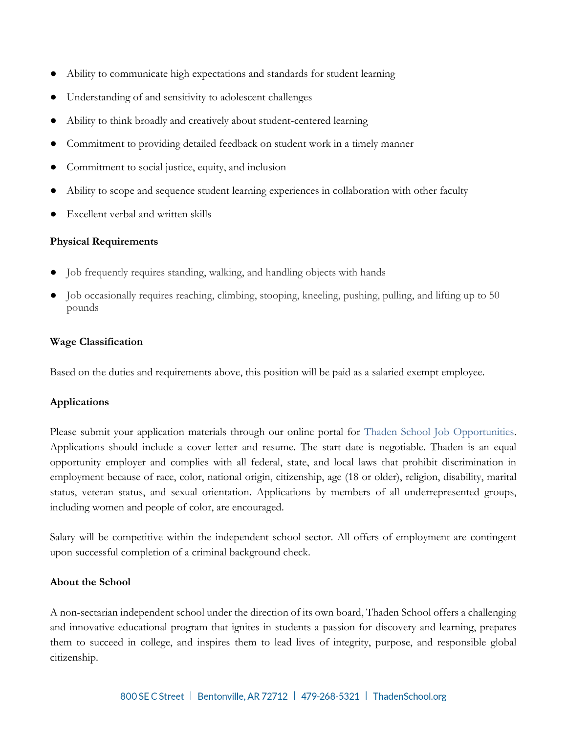- Ability to communicate high expectations and standards for student learning
- Understanding of and sensitivity to adolescent challenges
- Ability to think broadly and creatively about student-centered learning
- Commitment to providing detailed feedback on student work in a timely manner
- Commitment to social justice, equity, and inclusion
- Ability to scope and sequence student learning experiences in collaboration with other faculty
- Excellent verbal and written skills

**Physical Requirements**

- Job frequently requires standing, walking, and handling objects with hands
- Job occasionally requires reaching, climbing, stooping, kneeling, pushing, pulling, and lifting up to 50 pounds

**Wage Classification**

Based on the duties and requirements above, this position will be paid as a salaried exempt employee.

**Applications**

Please submit your application materials through our online portal for Thaden School Job Opportunities. Applications should include a cover letter and resume. The start date is negotiable. Thaden is an equal opportunity employer and complies with all federal, state, and local laws that prohibit discrimination in employment because of race, color, national origin, citizenship, age (18 or older), religion, disability, marital status, veteran status, and sexual orientation. Applications by members of all underrepresented groups, including women and people of color, are encouraged.

Salary will be competitive within the independent school sector. All offers of employment are contingent upon successful completion of a criminal background check.

**About the School**

A non-sectarian independent school under the direction of its own board, Thaden School offers a challenging and innovative educational program that ignites in students a passion for discovery and learning, prepares them to succeed in college, and inspires them to lead lives of integrity, purpose, and responsible global citizenship.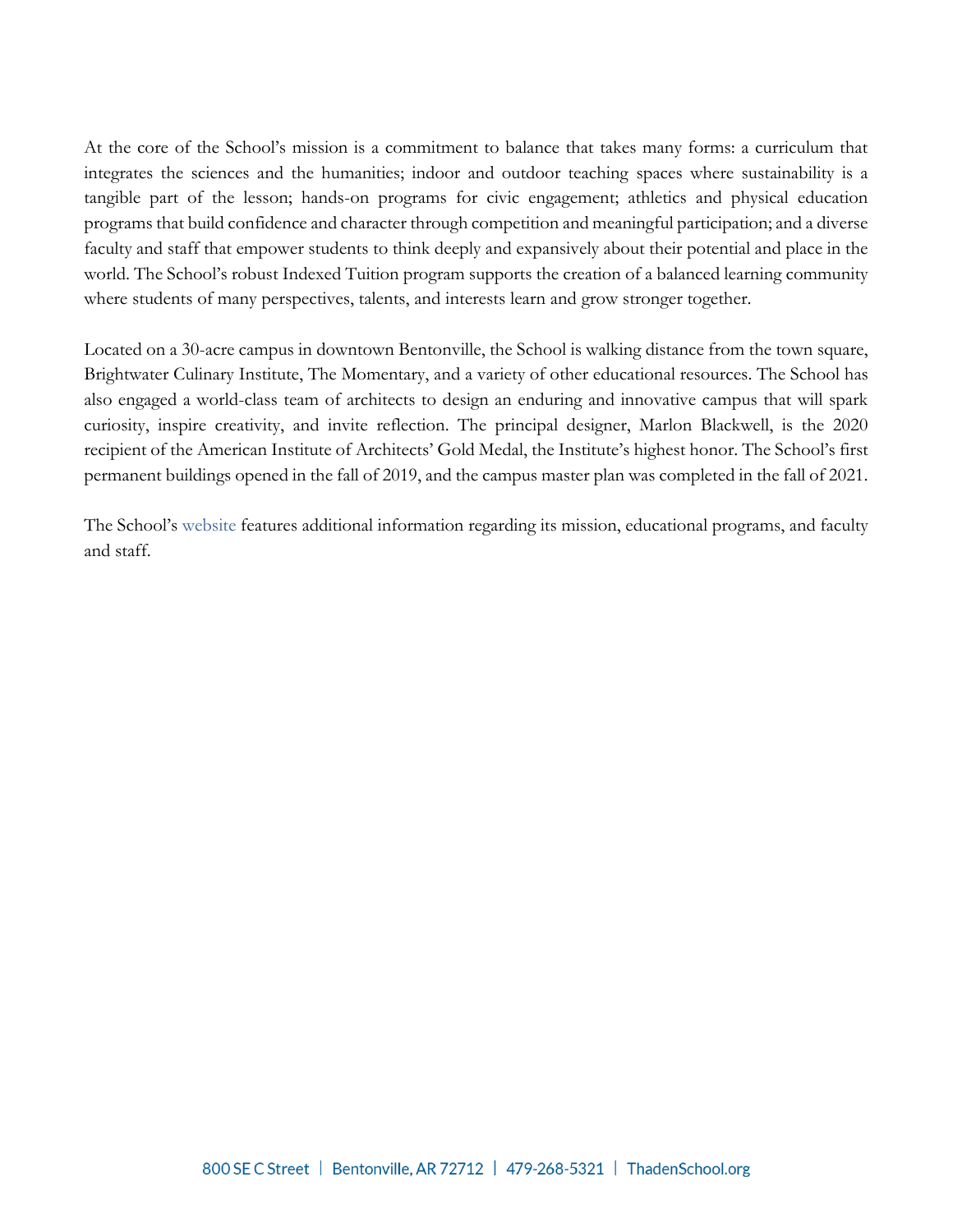At the core of the School's mission is a commitment to balance that takes many forms: a curriculum that integrates the sciences and the humanities; indoor and outdoor teaching spaces where sustainability is a tangible part of the lesson; hands-on programs for civic engagement; athletics and physical education programs that build confidence and character through competition and meaningful participation; and a diverse faculty and staff that empower students to think deeply and expansively about their potential and place in the world. The School's robust Indexed Tuition program supports the creation of a balanced learning community where students of many perspectives, talents, and interests learn and grow stronger together.

Located on a 30-acre campus in downtown Bentonville, the School is walking distance from the town square, Brightwater Culinary Institute, The Momentary, and a variety of other educational resources. The School has also engaged a world-class team of architects to design an enduring and innovative campus that will spark curiosity, inspire creativity, and invite reflection. The principal designer, Marlon Blackwell, is the 2020 recipient of the American Institute of Architects' Gold Medal, the Institute's highest honor. The School's first permanent buildings opened in the fall of 2019, and the campus master plan was completed in the fall of 2021.

The School's website features additional information regarding its mission, educational programs, and faculty and staff.